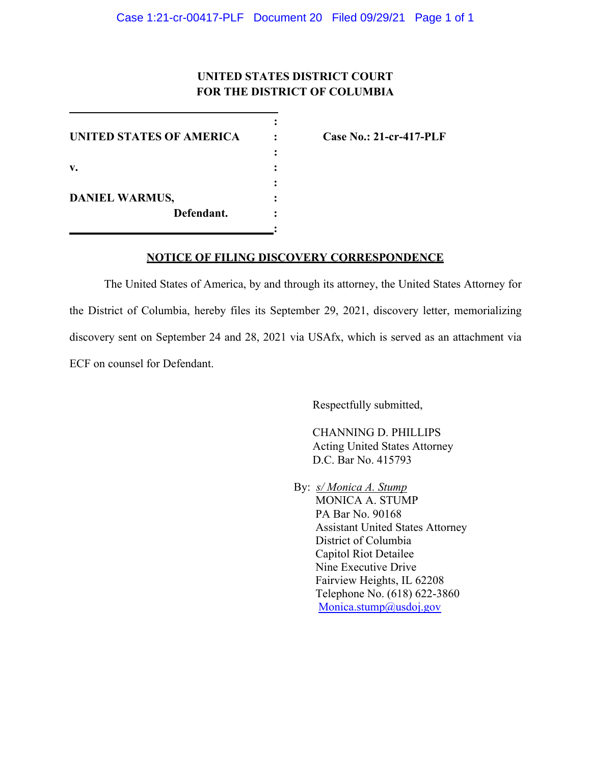**UNITED STATES DISTRICT COURT**
**FOR THE DISTRICT OF COLUMBIA**

| | | |
|---|---|---|
| **UNITED STATES OF AMERICA** | : | **Case No.: 21-cr-417-PLF** |
| | : | |
| **v.** | : | |
| | : | |
| **DANIEL WARMUS,** | : | |
| **Defendant.** | : | |

**NOTICE OF FILING DISCOVERY CORRESPONDENCE**

The United States of America, by and through its attorney, the United States Attorney for the District of Columbia, hereby files its September 29, 2021, discovery letter, memorializing discovery sent on September 24 and 28, 2021 via USAfx, which is served as an attachment via ECF on counsel for Defendant.

Respectfully submitted,

CHANNING D. PHILLIPS
Acting United States Attorney
D.C. Bar No. 415793

By: *s/ Monica A. Stump*
MONICA A. STUMP
PA Bar No. 90168
Assistant United States Attorney
District of Columbia
Capitol Riot Detailee
Nine Executive Drive
Fairview Heights, IL 62208
Telephone No. (618) 622-3860
Monica.stump@usdoj.gov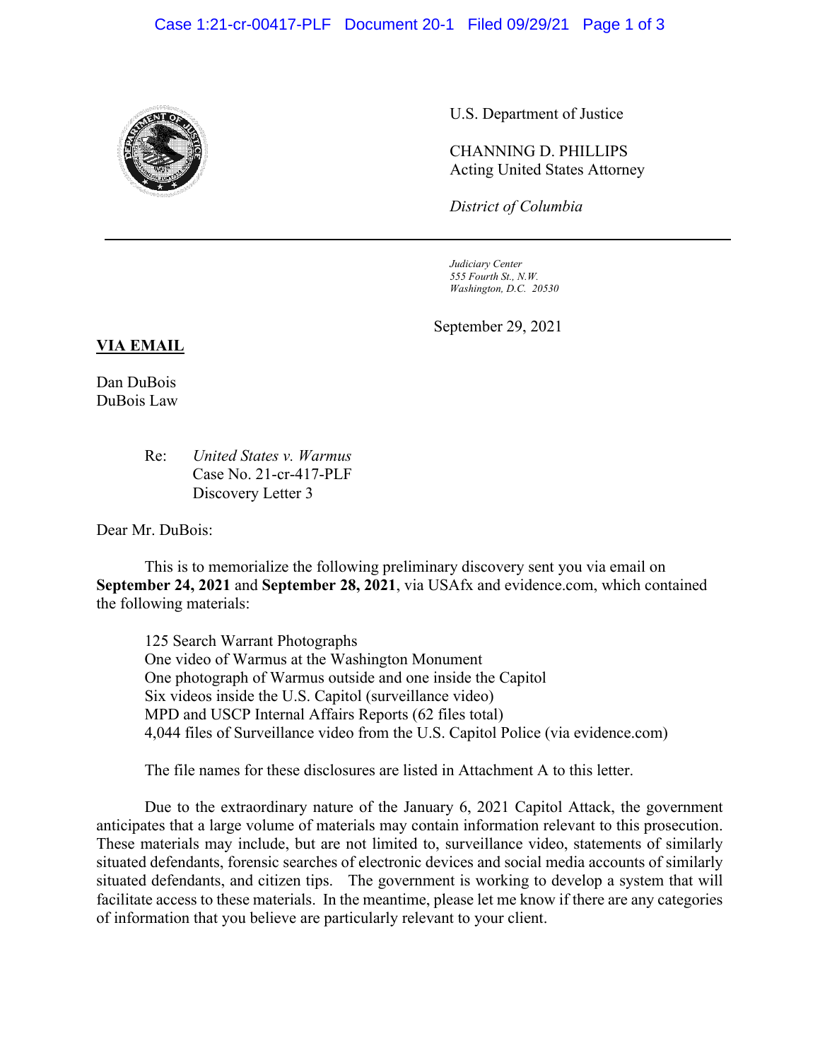U.S. Department of Justice

CHANNING D. PHILLIPS
Acting United States Attorney

*District of Columbia*

*Judiciary Center*
*555 Fourth St., N.W.*
*Washington, D.C. 20530*

September 29, 2021

**VIA EMAIL**

Dan DuBois
DuBois Law

Re: *United States v. Warmus*
Case No. 21-cr-417-PLF
Discovery Letter 3

Dear Mr. DuBois:

This is to memorialize the following preliminary discovery sent you via email on **September 24, 2021** and **September 28, 2021**, via USAfx and evidence.com, which contained the following materials:

125 Search Warrant Photographs
One video of Warmus at the Washington Monument
One photograph of Warmus outside and one inside the Capitol
Six videos inside the U.S. Capitol (surveillance video)
MPD and USCP Internal Affairs Reports (62 files total)
4,044 files of Surveillance video from the U.S. Capitol Police (via evidence.com)

The file names for these disclosures are listed in Attachment A to this letter.

Due to the extraordinary nature of the January 6, 2021 Capitol Attack, the government anticipates that a large volume of materials may contain information relevant to this prosecution. These materials may include, but are not limited to, surveillance video, statements of similarly situated defendants, forensic searches of electronic devices and social media accounts of similarly situated defendants, and citizen tips. The government is working to develop a system that will facilitate access to these materials. In the meantime, please let me know if there are any categories of information that you believe are particularly relevant to your client.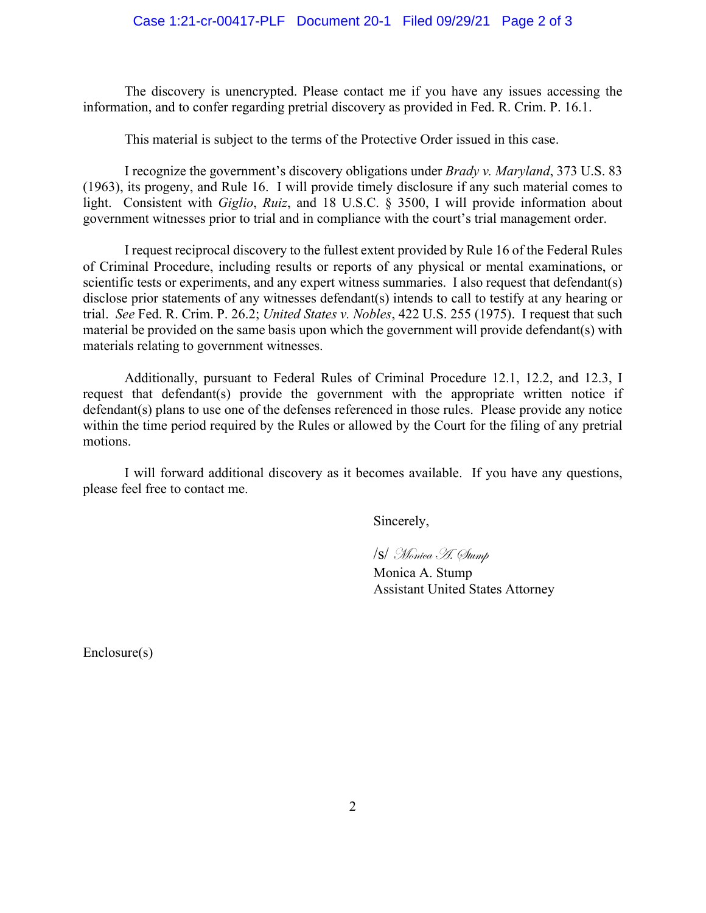The discovery is unencrypted. Please contact me if you have any issues accessing the information, and to confer regarding pretrial discovery as provided in Fed. R. Crim. P. 16.1.

This material is subject to the terms of the Protective Order issued in this case.

I recognize the government's discovery obligations under *Brady v. Maryland*, 373 U.S. 83 (1963), its progeny, and Rule 16. I will provide timely disclosure if any such material comes to light. Consistent with *Giglio*, *Ruiz*, and 18 U.S.C. § 3500, I will provide information about government witnesses prior to trial and in compliance with the court's trial management order.

I request reciprocal discovery to the fullest extent provided by Rule 16 of the Federal Rules of Criminal Procedure, including results or reports of any physical or mental examinations, or scientific tests or experiments, and any expert witness summaries. I also request that defendant(s) disclose prior statements of any witnesses defendant(s) intends to call to testify at any hearing or trial. *See* Fed. R. Crim. P. 26.2; *United States v. Nobles*, 422 U.S. 255 (1975). I request that such material be provided on the same basis upon which the government will provide defendant(s) with materials relating to government witnesses.

Additionally, pursuant to Federal Rules of Criminal Procedure 12.1, 12.2, and 12.3, I request that defendant(s) provide the government with the appropriate written notice if defendant(s) plans to use one of the defenses referenced in those rules. Please provide any notice within the time period required by the Rules or allowed by the Court for the filing of any pretrial motions.

I will forward additional discovery as it becomes available. If you have any questions, please feel free to contact me.

Sincerely,

/s/ *Monica A. Stump*
Monica A. Stump
Assistant United States Attorney

Enclosure(s)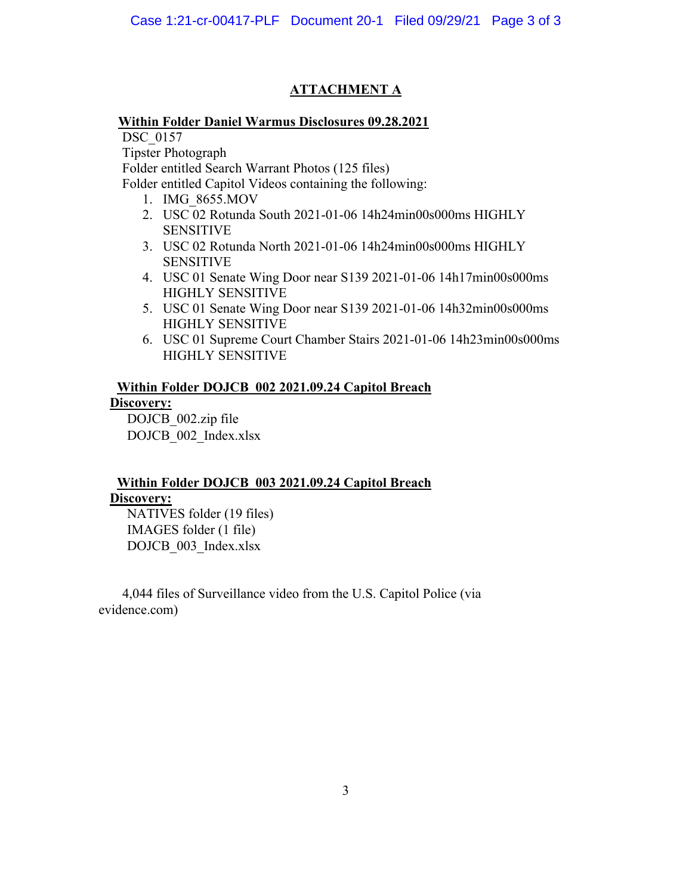## ATTACHMENT A

**Within Folder Daniel Warmus Disclosures 09.28.2021**

DSC_0157
Tipster Photograph
Folder entitled Search Warrant Photos (125 files)
Folder entitled Capitol Videos containing the following:

1. IMG_8655.MOV
2. USC 02 Rotunda South 2021-01-06 14h24min00s000ms HIGHLY SENSITIVE
3. USC 02 Rotunda North 2021-01-06 14h24min00s000ms HIGHLY SENSITIVE
4. USC 01 Senate Wing Door near S139 2021-01-06 14h17min00s000ms HIGHLY SENSITIVE
5. USC 01 Senate Wing Door near S139 2021-01-06 14h32min00s000ms HIGHLY SENSITIVE
6. USC 01 Supreme Court Chamber Stairs 2021-01-06 14h23min00s000ms HIGHLY SENSITIVE

**Within Folder DOJCB_002 2021.09.24 Capitol Breach Discovery:**

DOJCB_002.zip file
DOJCB_002_Index.xlsx

**Within Folder DOJCB_003 2021.09.24 Capitol Breach Discovery:**

NATIVES folder (19 files)
IMAGES folder (1 file)
DOJCB_003_Index.xlsx

4,044 files of Surveillance video from the U.S. Capitol Police (via evidence.com)